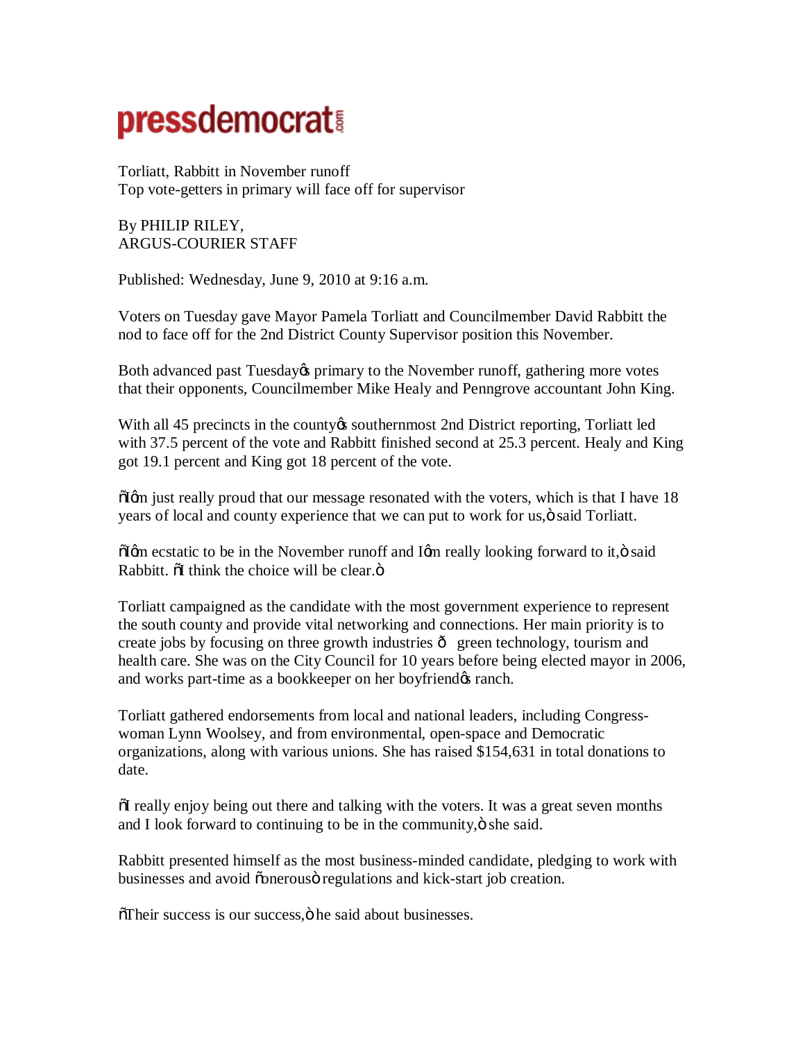# pressdemocrat.com

Torliatt, Rabbitt in November runoff
Top vote-getters in primary will face off for supervisor

By PHILIP RILEY,
ARGUS-COURIER STAFF

Published: Wednesday, June 9, 2010 at 9:16 a.m.

Voters on Tuesday gave Mayor Pamela Torliatt and Councilmember David Rabbitt the nod to face off for the 2nd District County Supervisor position this November.

Both advanced past Tuesday's primary to the November runoff, gathering more votes that their opponents, Councilmember Mike Healy and Penngrove accountant John King.

With all 45 precincts in the county's southernmost 2nd District reporting, Torliatt led with 37.5 percent of the vote and Rabbitt finished second at 25.3 percent. Healy and King got 19.1 percent and King got 18 percent of the vote.

"I'm just really proud that our message resonated with the voters, which is that I have 18 years of local and county experience that we can put to work for us," said Torliatt.

"I'm ecstatic to be in the November runoff and I'm really looking forward to it," said Rabbitt. "I think the choice will be clear."

Torliatt campaigned as the candidate with the most government experience to represent the south county and provide vital networking and connections. Her main priority is to create jobs by focusing on three growth industries — green technology, tourism and health care. She was on the City Council for 10 years before being elected mayor in 2006, and works part-time as a bookkeeper on her boyfriend's ranch.

Torliatt gathered endorsements from local and national leaders, including Congress-woman Lynn Woolsey, and from environmental, open-space and Democratic organizations, along with various unions. She has raised $154,631 in total donations to date.

"I really enjoy being out there and talking with the voters. It was a great seven months and I look forward to continuing to be in the community," she said.

Rabbitt presented himself as the most business-minded candidate, pledging to work with businesses and avoid "onerous" regulations and kick-start job creation.

"Their success is our success," he said about businesses.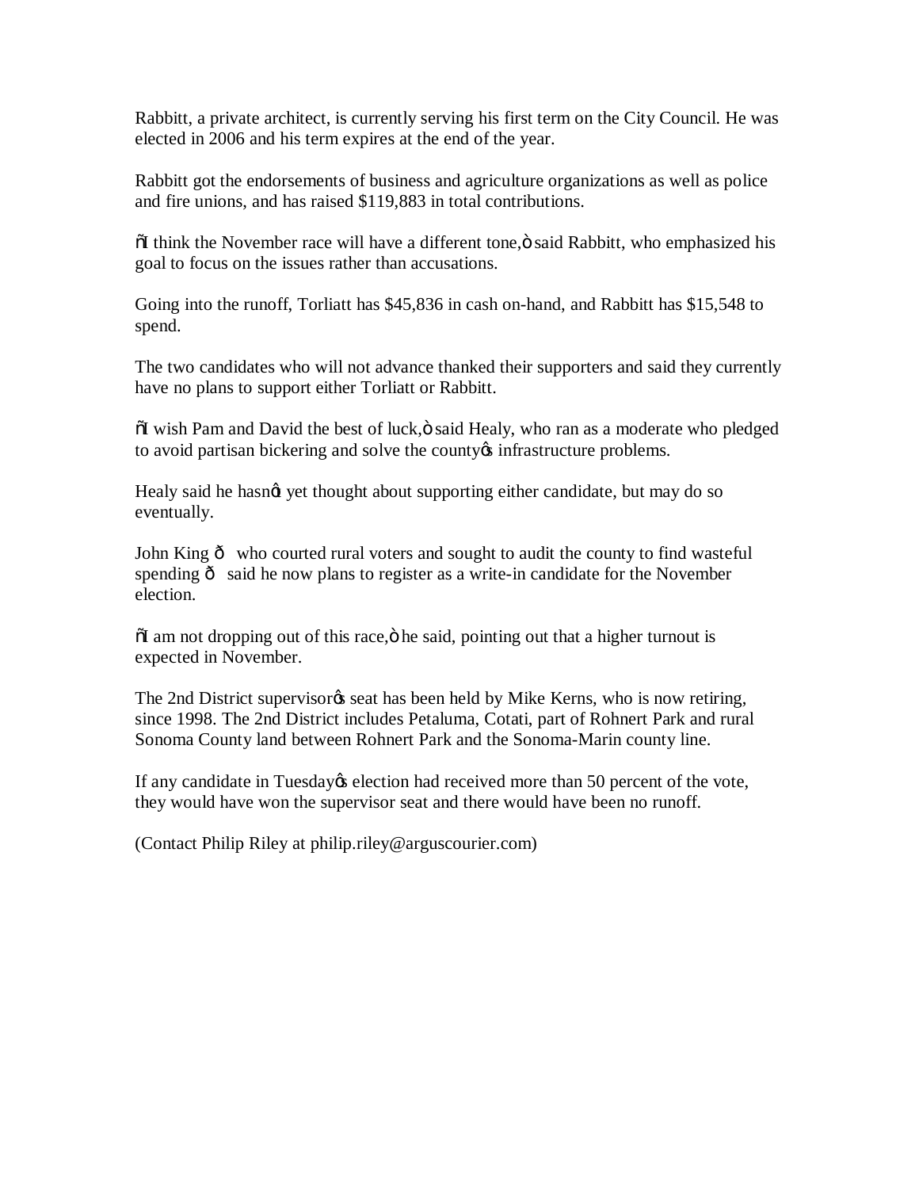Rabbitt, a private architect, is currently serving his first term on the City Council. He was elected in 2006 and his term expires at the end of the year.

Rabbitt got the endorsements of business and agriculture organizations as well as police and fire unions, and has raised $119,883 in total contributions.

"I think the November race will have a different tone," said Rabbitt, who emphasized his goal to focus on the issues rather than accusations.

Going into the runoff, Torliatt has $45,836 in cash on-hand, and Rabbitt has $15,548 to spend.

The two candidates who will not advance thanked their supporters and said they currently have no plans to support either Torliatt or Rabbitt.

"I wish Pam and David the best of luck," said Healy, who ran as a moderate who pledged to avoid partisan bickering and solve the county's infrastructure problems.

Healy said he hasn't yet thought about supporting either candidate, but may do so eventually.

John King — who courted rural voters and sought to audit the county to find wasteful spending — said he now plans to register as a write-in candidate for the November election.

"I am not dropping out of this race," he said, pointing out that a higher turnout is expected in November.

The 2nd District supervisor's seat has been held by Mike Kerns, who is now retiring, since 1998. The 2nd District includes Petaluma, Cotati, part of Rohnert Park and rural Sonoma County land between Rohnert Park and the Sonoma-Marin county line.

If any candidate in Tuesday's election had received more than 50 percent of the vote, they would have won the supervisor seat and there would have been no runoff.

(Contact Philip Riley at philip.riley@arguscourier.com)